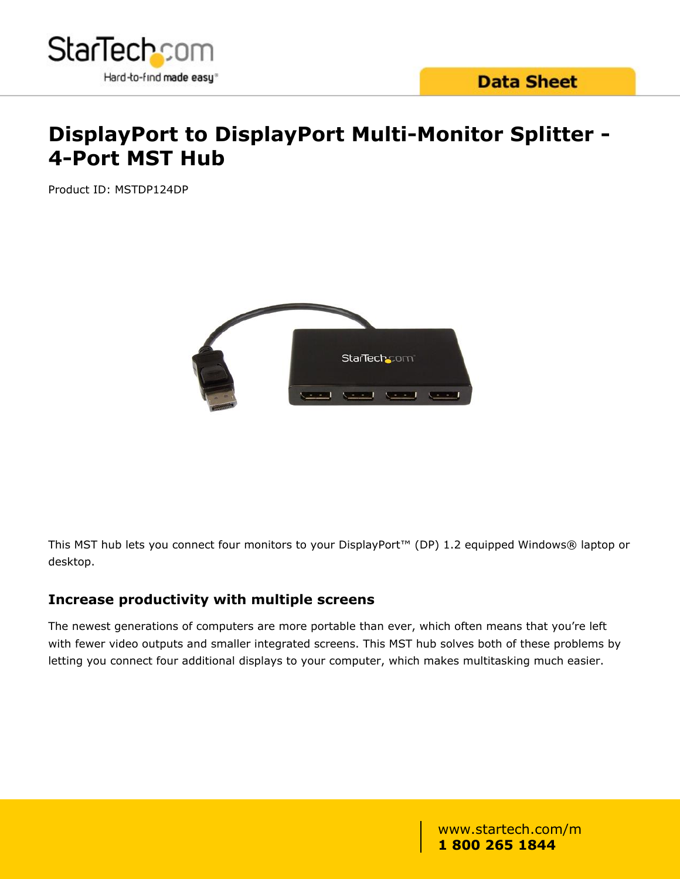# DisplayPort to DisplayPort Multi-Monitor Splitter - 4-Port MST Hub

Product ID: MSTDP124DP

This MST hub lets you connect four monitors to your DisplayPort™ (DP) 1.2 equipped Windows® laptop or desktop.

## Increase productivity with multiple screens

The newest generations of computers are more portable than ever, which often means that you're left with fewer video outputs and smaller integrated screens. This MST hub solves both of these problems by letting you connect four additional displays to your computer, which makes multitasking much easier.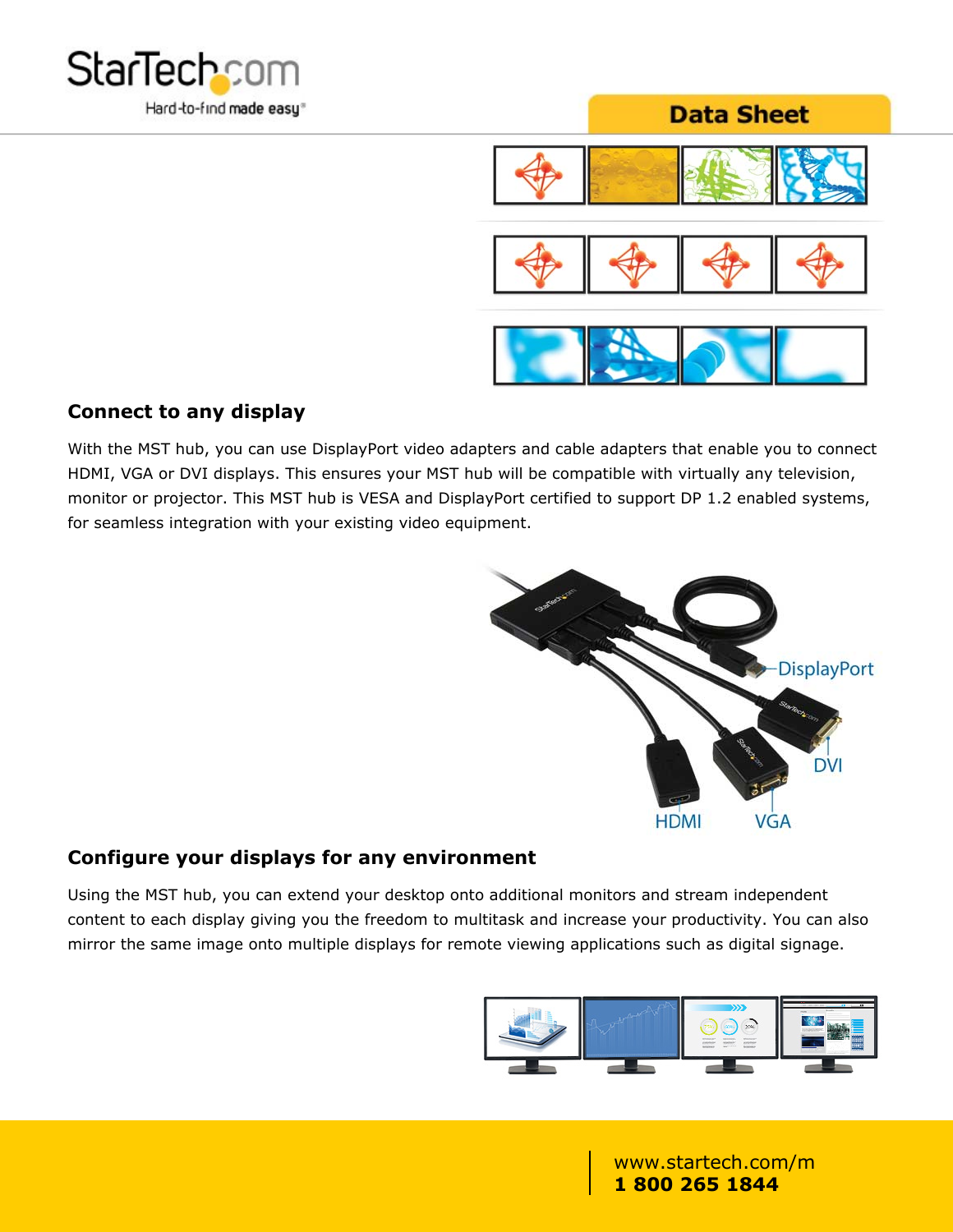## Connect to any display

With the MST hub, you can use DisplayPort video adapters and cable adapters that enable you to connect HDMI, VGA or DVI displays. This ensures your MST hub will be compatible with virtually any television, monitor or projector. This MST hub is VESA and DisplayPort certified to support DP 1.2 enabled systems, for seamless integration with your existing video equipment.

## Configure your displays for any environment

Using the MST hub, you can extend your desktop onto additional monitors and stream independent content to each display giving you the freedom to multitask and increase your productivity. You can also mirror the same image onto multiple displays for remote viewing applications such as digital signage.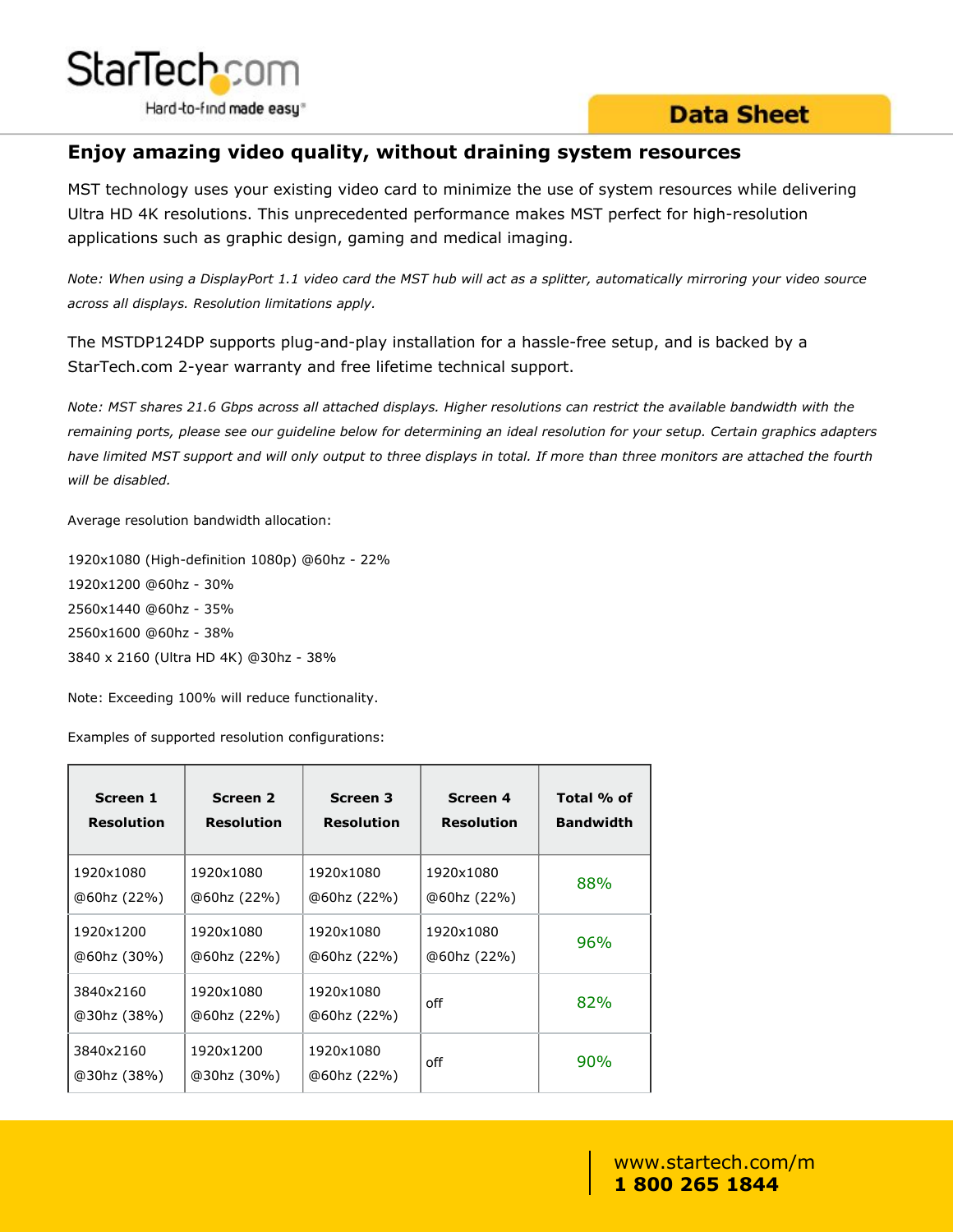## Enjoy amazing video quality, without draining system resources

MST technology uses your existing video card to minimize the use of system resources while delivering Ultra HD 4K resolutions. This unprecedented performance makes MST perfect for high-resolution applications such as graphic design, gaming and medical imaging.

*Note: When using a DisplayPort 1.1 video card the MST hub will act as a splitter, automatically mirroring your video source across all displays. Resolution limitations apply.*

The MSTDP124DP supports plug-and-play installation for a hassle-free setup, and is backed by a StarTech.com 2-year warranty and free lifetime technical support.

*Note: MST shares 21.6 Gbps across all attached displays. Higher resolutions can restrict the available bandwidth with the remaining ports, please see our guideline below for determining an ideal resolution for your setup. Certain graphics adapters have limited MST support and will only output to three displays in total. If more than three monitors are attached the fourth will be disabled.*

Average resolution bandwidth allocation:

1920x1080 (High-definition 1080p) @60hz - 22%
1920x1200 @60hz - 30%
2560x1440 @60hz - 35%
2560x1600 @60hz - 38%
3840 x 2160 (Ultra HD 4K) @30hz - 38%

Note: Exceeding 100% will reduce functionality.

Examples of supported resolution configurations:

| Screen 1 Resolution | Screen 2 Resolution | Screen 3 Resolution | Screen 4 Resolution | Total % of Bandwidth |
|---|---|---|---|---|
| 1920x1080 @60hz (22%) | 1920x1080 @60hz (22%) | 1920x1080 @60hz (22%) | 1920x1080 @60hz (22%) | 88% |
| 1920x1200 @60hz (30%) | 1920x1080 @60hz (22%) | 1920x1080 @60hz (22%) | 1920x1080 @60hz (22%) | 96% |
| 3840x2160 @30hz (38%) | 1920x1080 @60hz (22%) | 1920x1080 @60hz (22%) | off | 82% |
| 3840x2160 @30hz (38%) | 1920x1200 @30hz (30%) | 1920x1080 @60hz (22%) | off | 90% |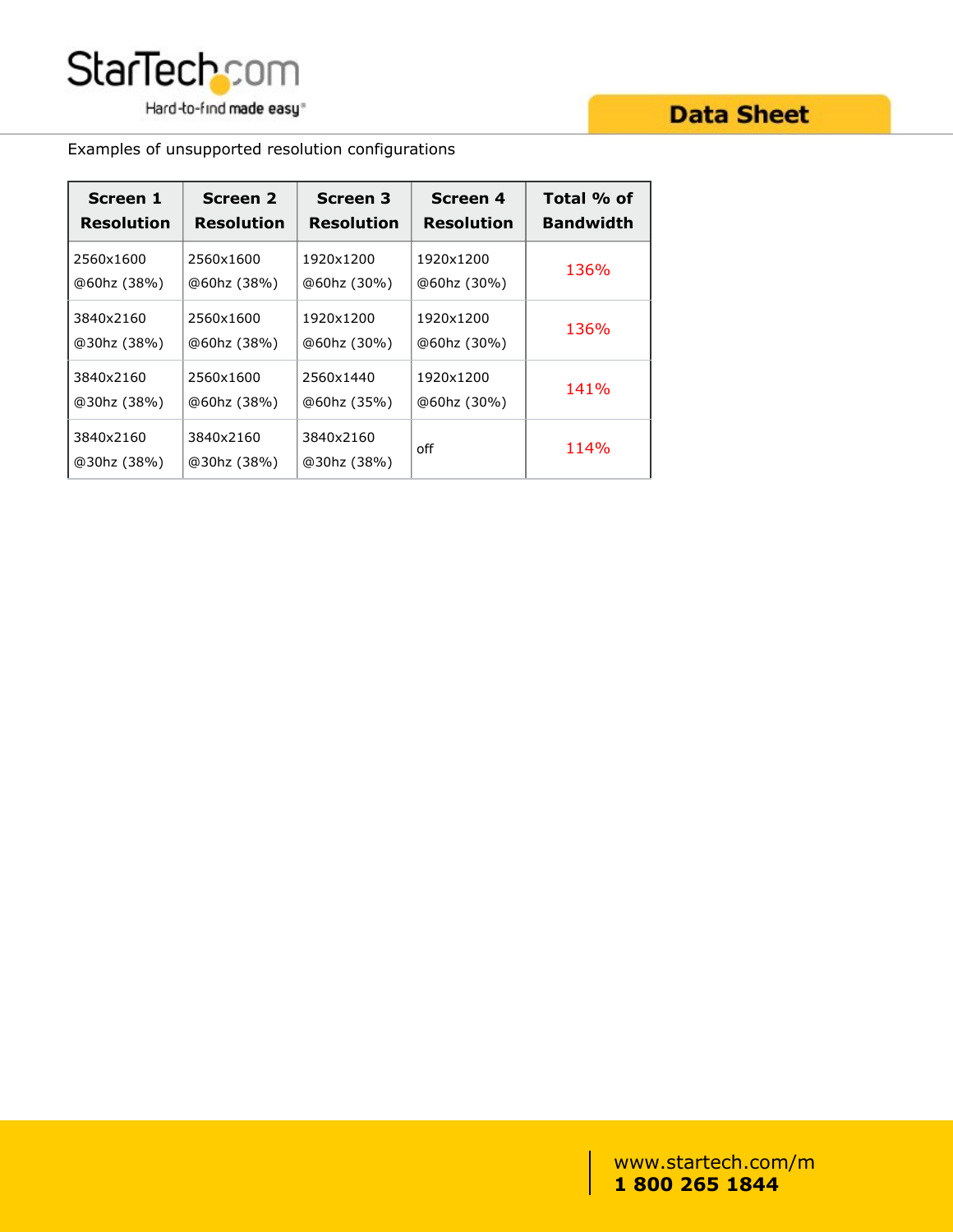Examples of unsupported resolution configurations

| Screen 1 Resolution | Screen 2 Resolution | Screen 3 Resolution | Screen 4 Resolution | Total % of Bandwidth |
| --- | --- | --- | --- | --- |
| 2560x1600 @60hz (38%) | 2560x1600 @60hz (38%) | 1920x1200 @60hz (30%) | 1920x1200 @60hz (30%) | 136% |
| 3840x2160 @30hz (38%) | 2560x1600 @60hz (38%) | 1920x1200 @60hz (30%) | 1920x1200 @60hz (30%) | 136% |
| 3840x2160 @30hz (38%) | 2560x1600 @60hz (38%) | 2560x1440 @60hz (35%) | 1920x1200 @60hz (30%) | 141% |
| 3840x2160 @30hz (38%) | 3840x2160 @30hz (38%) | 3840x2160 @30hz (38%) | off | 114% |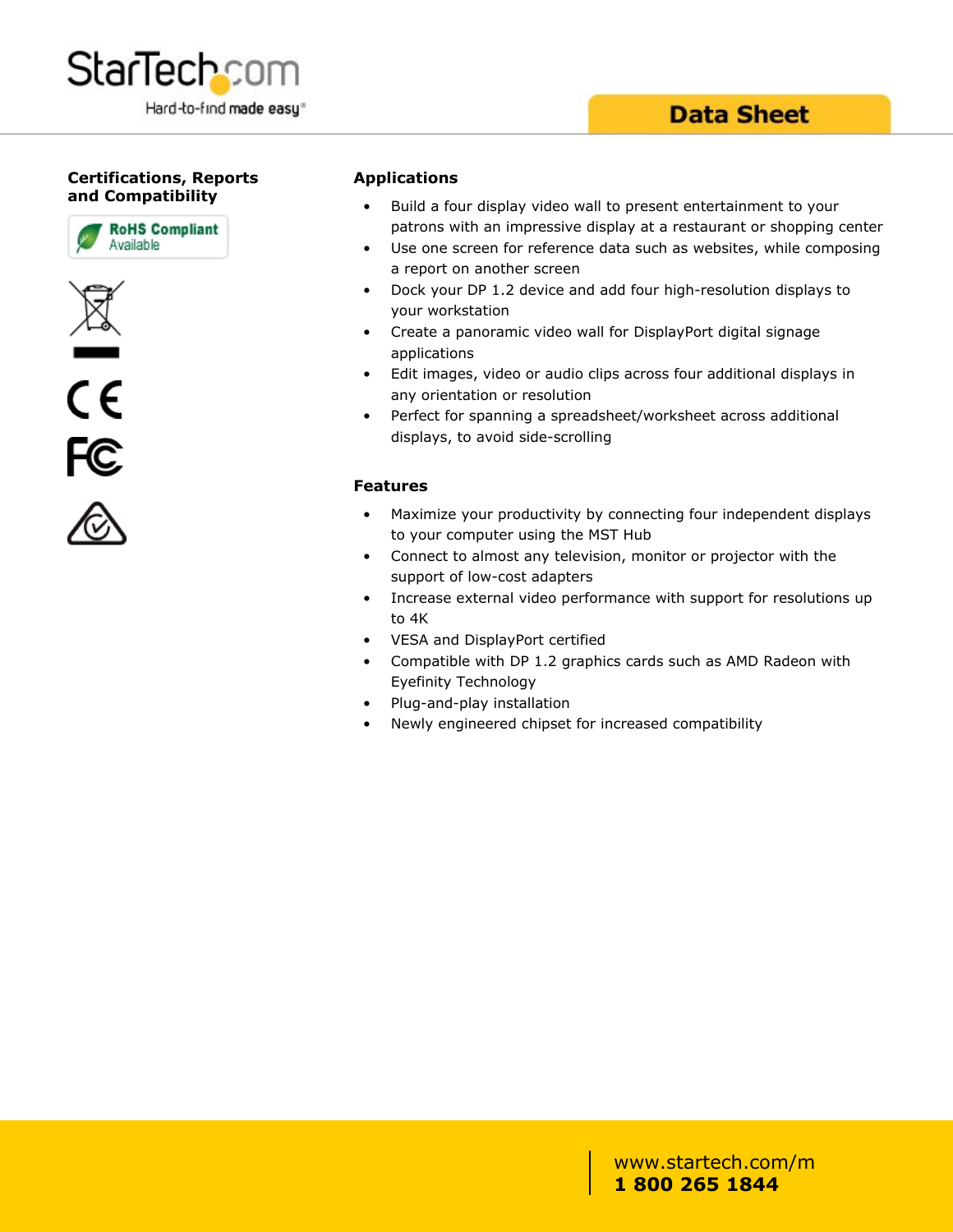### Certifications, Reports and Compatibility

RoHS Compliant
Available

### Applications

- Build a four display video wall to present entertainment to your patrons with an impressive display at a restaurant or shopping center
- Use one screen for reference data such as websites, while composing a report on another screen
- Dock your DP 1.2 device and add four high-resolution displays to your workstation
- Create a panoramic video wall for DisplayPort digital signage applications
- Edit images, video or audio clips across four additional displays in any orientation or resolution
- Perfect for spanning a spreadsheet/worksheet across additional displays, to avoid side-scrolling

### Features

- Maximize your productivity by connecting four independent displays to your computer using the MST Hub
- Connect to almost any television, monitor or projector with the support of low-cost adapters
- Increase external video performance with support for resolutions up to 4K
- VESA and DisplayPort certified
- Compatible with DP 1.2 graphics cards such as AMD Radeon with Eyefinity Technology
- Plug-and-play installation
- Newly engineered chipset for increased compatibility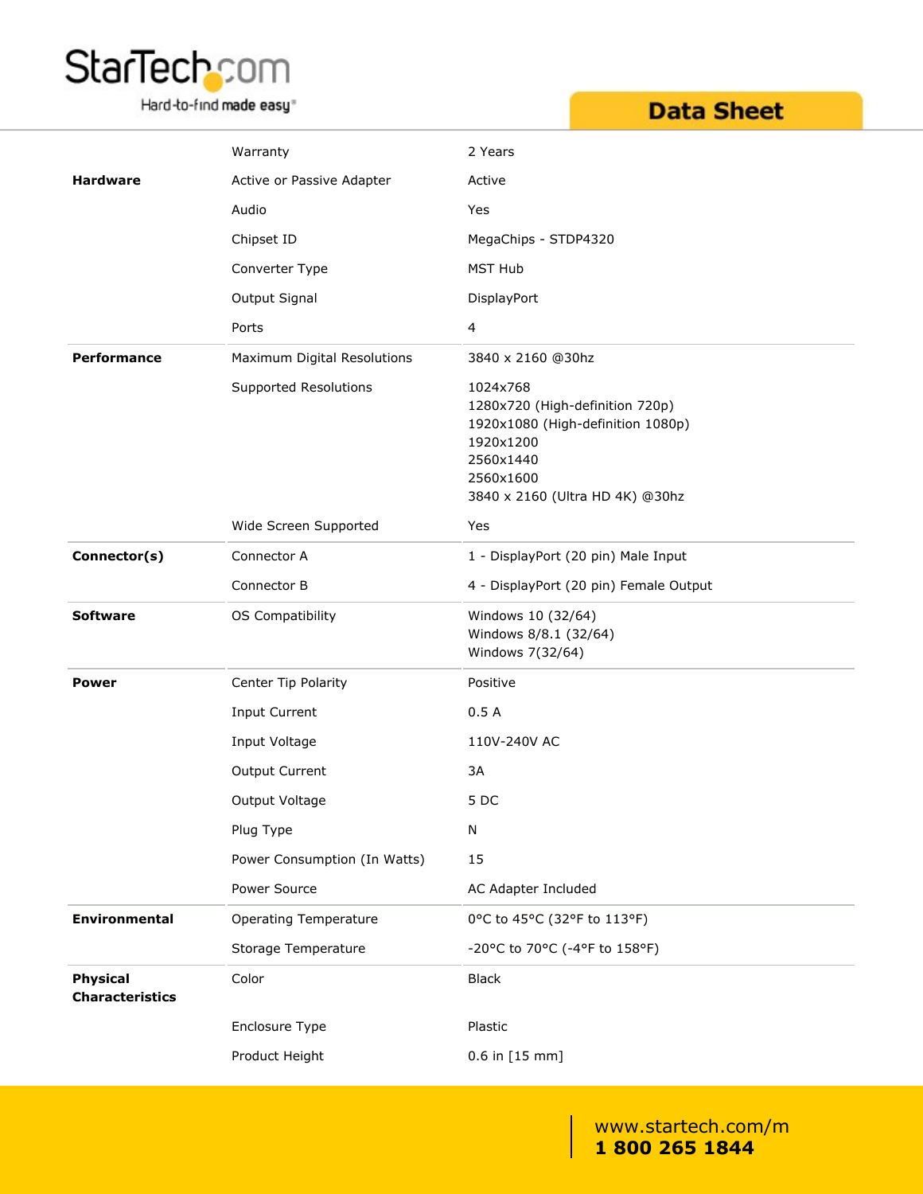| | | |
|---|---|---|
| | Warranty | 2 Years |
| **Hardware** | Active or Passive Adapter | Active |
| | Audio | Yes |
| | Chipset ID | MegaChips - STDP4320 |
| | Converter Type | MST Hub |
| | Output Signal | DisplayPort |
| | Ports | 4 |
| **Performance** | Maximum Digital Resolutions | 3840 x 2160 @30hz |
| | Supported Resolutions | 1024x768<br>1280x720 (High-definition 720p)<br>1920x1080 (High-definition 1080p)<br>1920x1200<br>2560x1440<br>2560x1600<br>3840 x 2160 (Ultra HD 4K) @30hz |
| | Wide Screen Supported | Yes |
| **Connector(s)** | Connector A | 1 - DisplayPort (20 pin) Male Input |
| | Connector B | 4 - DisplayPort (20 pin) Female Output |
| **Software** | OS Compatibility | Windows 10 (32/64)<br>Windows 8/8.1 (32/64)<br>Windows 7(32/64) |
| **Power** | Center Tip Polarity | Positive |
| | Input Current | 0.5 A |
| | Input Voltage | 110V-240V AC |
| | Output Current | 3A |
| | Output Voltage | 5 DC |
| | Plug Type | N |
| | Power Consumption (In Watts) | 15 |
| | Power Source | AC Adapter Included |
| **Environmental** | Operating Temperature | 0°C to 45°C (32°F to 113°F) |
| | Storage Temperature | -20°C to 70°C (-4°F to 158°F) |
| **Physical Characteristics** | Color | Black |
| | Enclosure Type | Plastic |
| | Product Height | 0.6 in [15 mm] |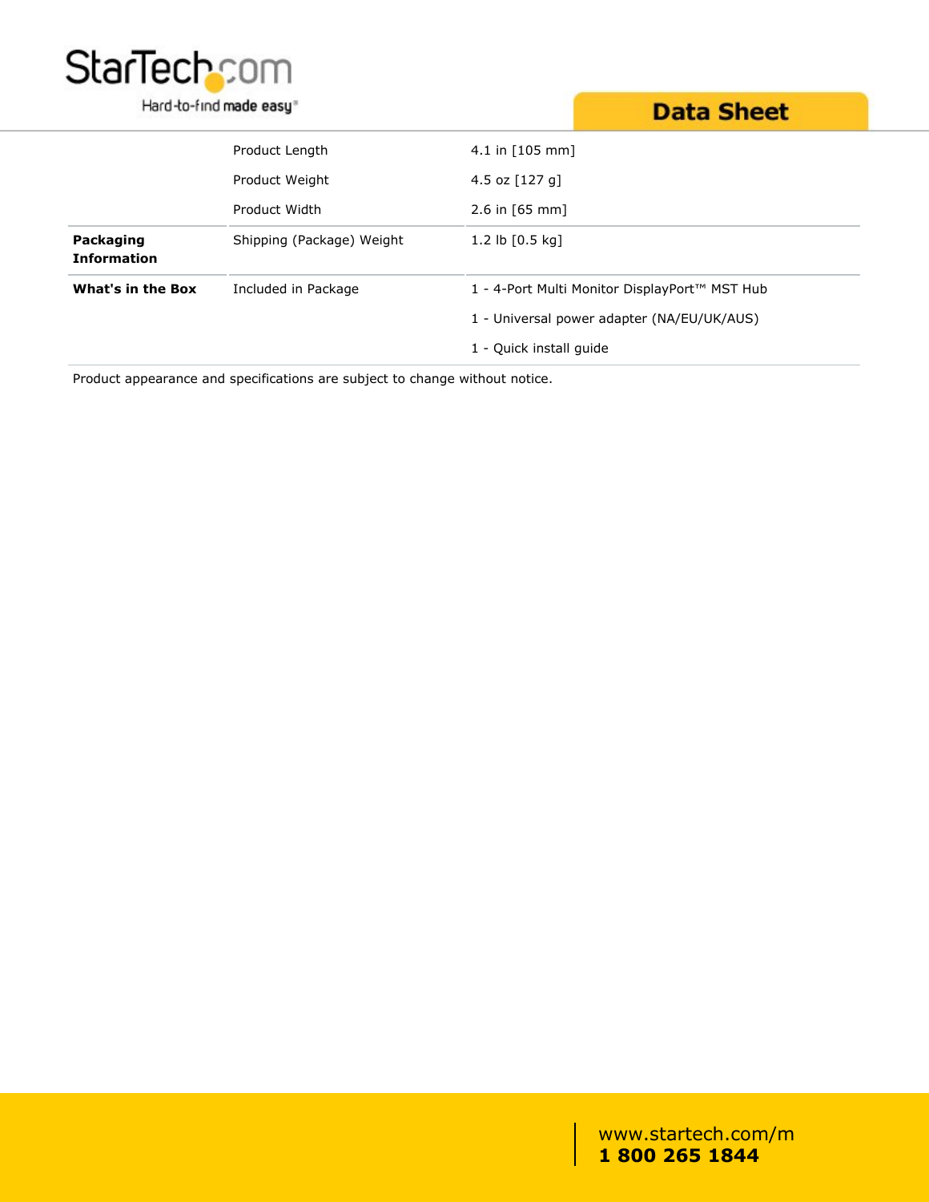| | | |
|---|---|---|
| | Product Length | 4.1 in [105 mm] |
| | Product Weight | 4.5 oz [127 g] |
| | Product Width | 2.6 in [65 mm] |
| **Packaging Information** | Shipping (Package) Weight | 1.2 lb [0.5 kg] |
| **What's in the Box** | Included in Package | 1 - 4-Port Multi Monitor DisplayPort™ MST Hub |
| | | 1 - Universal power adapter (NA/EU/UK/AUS) |
| | | 1 - Quick install guide |

Product appearance and specifications are subject to change without notice.